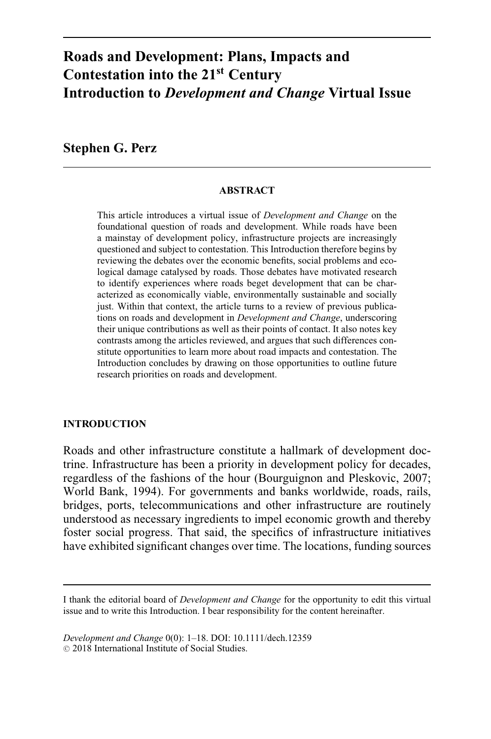# Roads and Development: Plans, Impacts and Contestation into the 21st Century
# Introduction to *Development and Change* Virtual Issue

**Stephen G. Perz**

## ABSTRACT

This article introduces a virtual issue of *Development and Change* on the foundational question of roads and development. While roads have been a mainstay of development policy, infrastructure projects are increasingly questioned and subject to contestation. This Introduction therefore begins by reviewing the debates over the economic benefits, social problems and ecological damage catalysed by roads. Those debates have motivated research to identify experiences where roads beget development that can be characterized as economically viable, environmentally sustainable and socially just. Within that context, the article turns to a review of previous publications on roads and development in *Development and Change*, underscoring their unique contributions as well as their points of contact. It also notes key contrasts among the articles reviewed, and argues that such differences constitute opportunities to learn more about road impacts and contestation. The Introduction concludes by drawing on those opportunities to outline future research priorities on roads and development.

## INTRODUCTION

Roads and other infrastructure constitute a hallmark of development doctrine. Infrastructure has been a priority in development policy for decades, regardless of the fashions of the hour (Bourguignon and Pleskovic, 2007; World Bank, 1994). For governments and banks worldwide, roads, rails, bridges, ports, telecommunications and other infrastructure are routinely understood as necessary ingredients to impel economic growth and thereby foster social progress. That said, the specifics of infrastructure initiatives have exhibited significant changes over time. The locations, funding sources

---

I thank the editorial board of *Development and Change* for the opportunity to edit this virtual issue and to write this Introduction. I bear responsibility for the content hereinafter.

*Development and Change* 0(0): 1–18. DOI: 10.1111/dech.12359
© 2018 International Institute of Social Studies.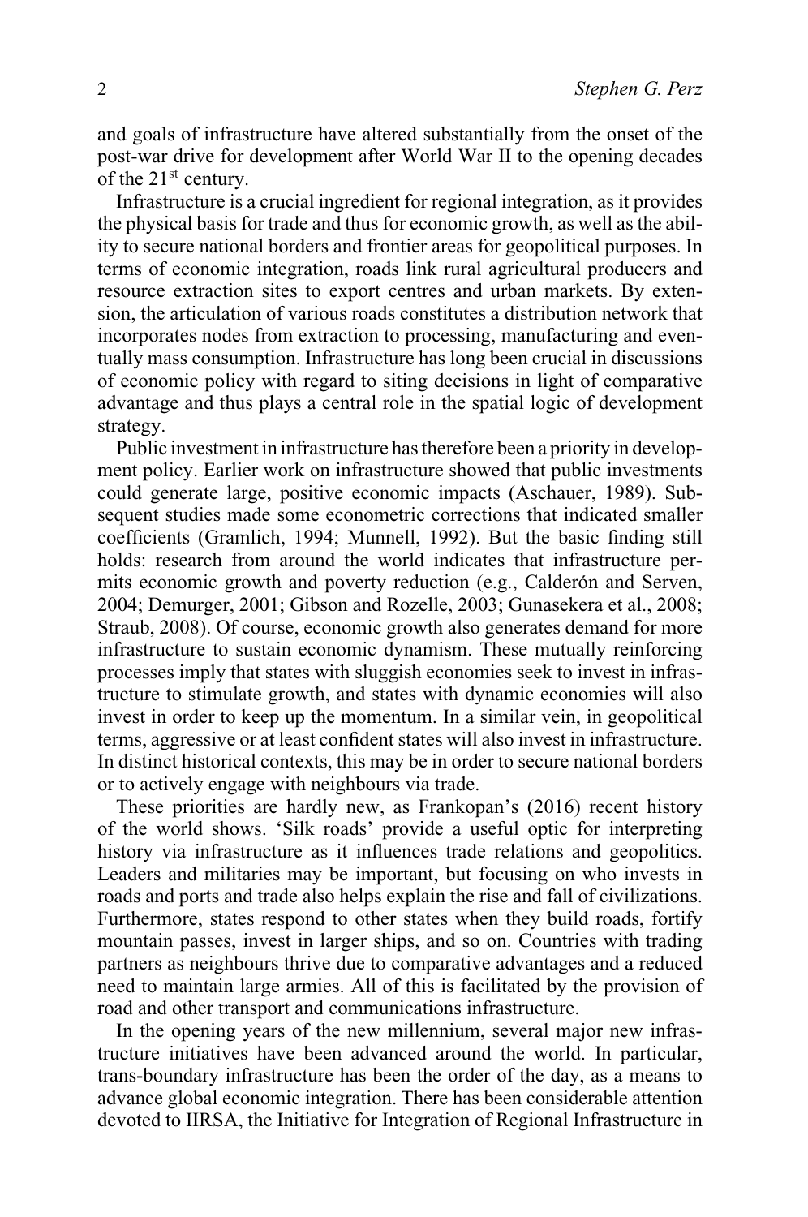and goals of infrastructure have altered substantially from the onset of the post-war drive for development after World War II to the opening decades of the 21st century.

Infrastructure is a crucial ingredient for regional integration, as it provides the physical basis for trade and thus for economic growth, as well as the ability to secure national borders and frontier areas for geopolitical purposes. In terms of economic integration, roads link rural agricultural producers and resource extraction sites to export centres and urban markets. By extension, the articulation of various roads constitutes a distribution network that incorporates nodes from extraction to processing, manufacturing and eventually mass consumption. Infrastructure has long been crucial in discussions of economic policy with regard to siting decisions in light of comparative advantage and thus plays a central role in the spatial logic of development strategy.

Public investment in infrastructure has therefore been a priority in development policy. Earlier work on infrastructure showed that public investments could generate large, positive economic impacts (Aschauer, 1989). Subsequent studies made some econometric corrections that indicated smaller coefficients (Gramlich, 1994; Munnell, 1992). But the basic finding still holds: research from around the world indicates that infrastructure permits economic growth and poverty reduction (e.g., Calderón and Serven, 2004; Demurger, 2001; Gibson and Rozelle, 2003; Gunasekera et al., 2008; Straub, 2008). Of course, economic growth also generates demand for more infrastructure to sustain economic dynamism. These mutually reinforcing processes imply that states with sluggish economies seek to invest in infrastructure to stimulate growth, and states with dynamic economies will also invest in order to keep up the momentum. In a similar vein, in geopolitical terms, aggressive or at least confident states will also invest in infrastructure. In distinct historical contexts, this may be in order to secure national borders or to actively engage with neighbours via trade.

These priorities are hardly new, as Frankopan's (2016) recent history of the world shows. 'Silk roads' provide a useful optic for interpreting history via infrastructure as it influences trade relations and geopolitics. Leaders and militaries may be important, but focusing on who invests in roads and ports and trade also helps explain the rise and fall of civilizations. Furthermore, states respond to other states when they build roads, fortify mountain passes, invest in larger ships, and so on. Countries with trading partners as neighbours thrive due to comparative advantages and a reduced need to maintain large armies. All of this is facilitated by the provision of road and other transport and communications infrastructure.

In the opening years of the new millennium, several major new infrastructure initiatives have been advanced around the world. In particular, trans-boundary infrastructure has been the order of the day, as a means to advance global economic integration. There has been considerable attention devoted to IIRSA, the Initiative for Integration of Regional Infrastructure in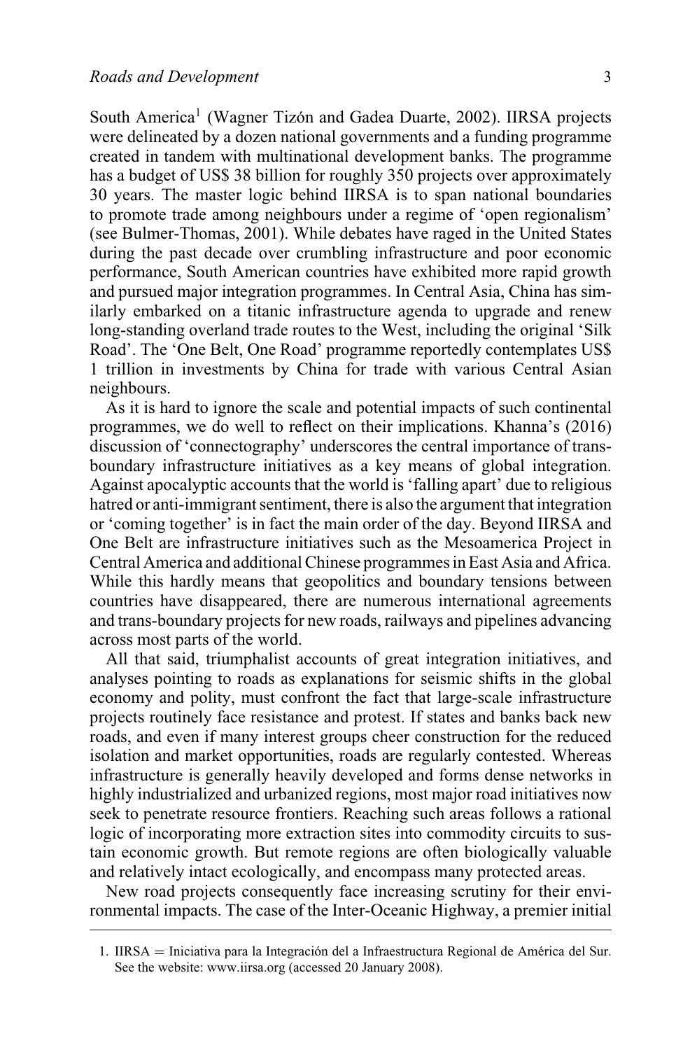South America[1] (Wagner Tizón and Gadea Duarte, 2002). IIRSA projects were delineated by a dozen national governments and a funding programme created in tandem with multinational development banks. The programme has a budget of US$ 38 billion for roughly 350 projects over approximately 30 years. The master logic behind IIRSA is to span national boundaries to promote trade among neighbours under a regime of 'open regionalism' (see Bulmer-Thomas, 2001). While debates have raged in the United States during the past decade over crumbling infrastructure and poor economic performance, South American countries have exhibited more rapid growth and pursued major integration programmes. In Central Asia, China has similarly embarked on a titanic infrastructure agenda to upgrade and renew long-standing overland trade routes to the West, including the original 'Silk Road'. The 'One Belt, One Road' programme reportedly contemplates US$ 1 trillion in investments by China for trade with various Central Asian neighbours.

As it is hard to ignore the scale and potential impacts of such continental programmes, we do well to reflect on their implications. Khanna's (2016) discussion of 'connectography' underscores the central importance of trans-boundary infrastructure initiatives as a key means of global integration. Against apocalyptic accounts that the world is 'falling apart' due to religious hatred or anti-immigrant sentiment, there is also the argument that integration or 'coming together' is in fact the main order of the day. Beyond IIRSA and One Belt are infrastructure initiatives such as the Mesoamerica Project in Central America and additional Chinese programmes in East Asia and Africa. While this hardly means that geopolitics and boundary tensions between countries have disappeared, there are numerous international agreements and trans-boundary projects for new roads, railways and pipelines advancing across most parts of the world.

All that said, triumphalist accounts of great integration initiatives, and analyses pointing to roads as explanations for seismic shifts in the global economy and polity, must confront the fact that large-scale infrastructure projects routinely face resistance and protest. If states and banks back new roads, and even if many interest groups cheer construction for the reduced isolation and market opportunities, roads are regularly contested. Whereas infrastructure is generally heavily developed and forms dense networks in highly industrialized and urbanized regions, most major road initiatives now seek to penetrate resource frontiers. Reaching such areas follows a rational logic of incorporating more extraction sites into commodity circuits to sustain economic growth. But remote regions are often biologically valuable and relatively intact ecologically, and encompass many protected areas.

New road projects consequently face increasing scrutiny for their environmental impacts. The case of the Inter-Oceanic Highway, a premier initial

---

1. IIRSA = Iniciativa para la Integración del a Infraestructura Regional de América del Sur. See the website: www.iirsa.org (accessed 20 January 2008).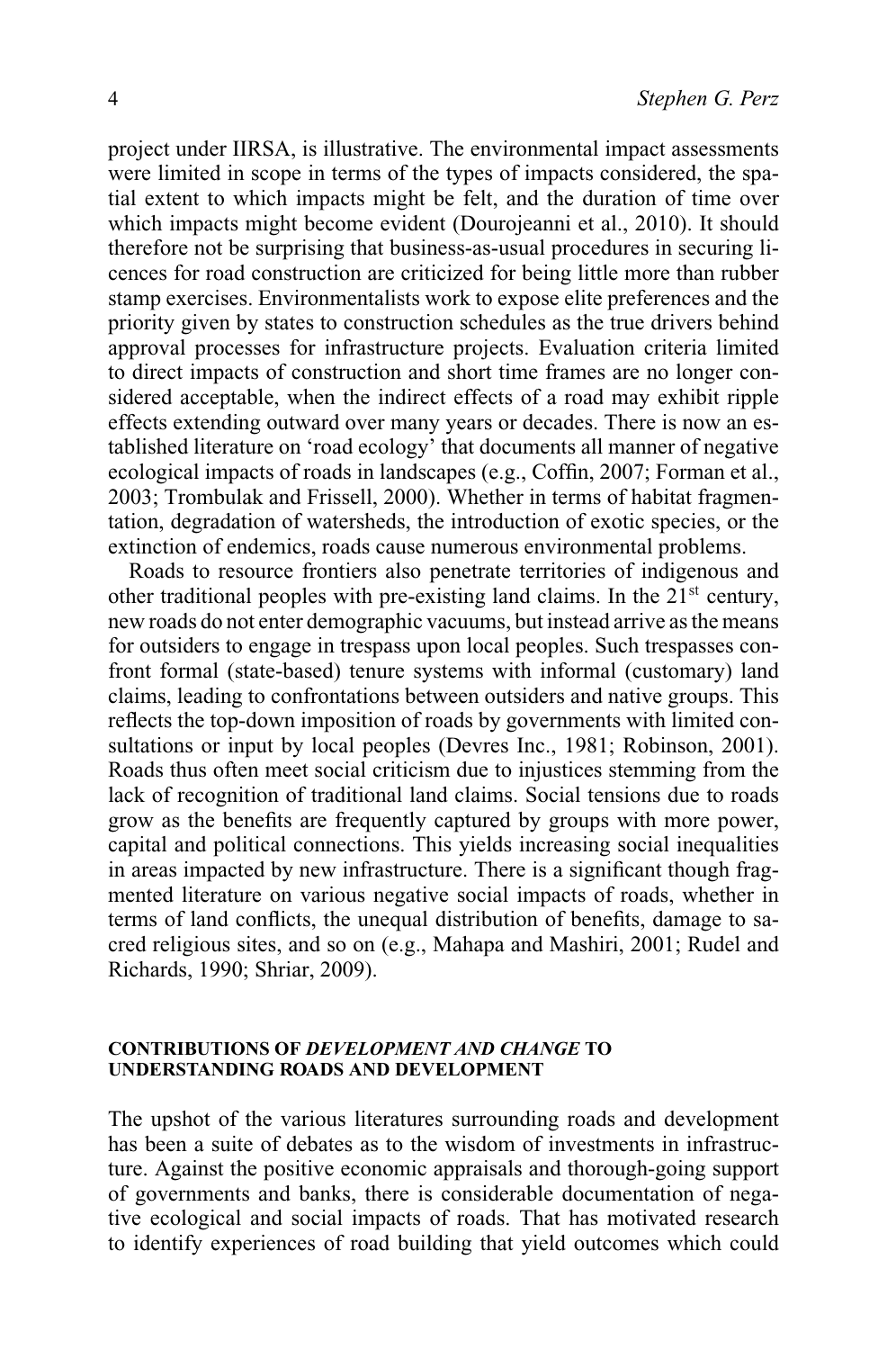project under IIRSA, is illustrative. The environmental impact assessments were limited in scope in terms of the types of impacts considered, the spatial extent to which impacts might be felt, and the duration of time over which impacts might become evident (Dourojeanni et al., 2010). It should therefore not be surprising that business-as-usual procedures in securing licences for road construction are criticized for being little more than rubber stamp exercises. Environmentalists work to expose elite preferences and the priority given by states to construction schedules as the true drivers behind approval processes for infrastructure projects. Evaluation criteria limited to direct impacts of construction and short time frames are no longer considered acceptable, when the indirect effects of a road may exhibit ripple effects extending outward over many years or decades. There is now an established literature on 'road ecology' that documents all manner of negative ecological impacts of roads in landscapes (e.g., Coffin, 2007; Forman et al., 2003; Trombulak and Frissell, 2000). Whether in terms of habitat fragmentation, degradation of watersheds, the introduction of exotic species, or the extinction of endemics, roads cause numerous environmental problems.

Roads to resource frontiers also penetrate territories of indigenous and other traditional peoples with pre-existing land claims. In the 21st century, new roads do not enter demographic vacuums, but instead arrive as the means for outsiders to engage in trespass upon local peoples. Such trespasses confront formal (state-based) tenure systems with informal (customary) land claims, leading to confrontations between outsiders and native groups. This reflects the top-down imposition of roads by governments with limited consultations or input by local peoples (Devres Inc., 1981; Robinson, 2001). Roads thus often meet social criticism due to injustices stemming from the lack of recognition of traditional land claims. Social tensions due to roads grow as the benefits are frequently captured by groups with more power, capital and political connections. This yields increasing social inequalities in areas impacted by new infrastructure. There is a significant though fragmented literature on various negative social impacts of roads, whether in terms of land conflicts, the unequal distribution of benefits, damage to sacred religious sites, and so on (e.g., Mahapa and Mashiri, 2001; Rudel and Richards, 1990; Shriar, 2009).

## CONTRIBUTIONS OF *DEVELOPMENT AND CHANGE* TO UNDERSTANDING ROADS AND DEVELOPMENT

The upshot of the various literatures surrounding roads and development has been a suite of debates as to the wisdom of investments in infrastructure. Against the positive economic appraisals and thorough-going support of governments and banks, there is considerable documentation of negative ecological and social impacts of roads. That has motivated research to identify experiences of road building that yield outcomes which could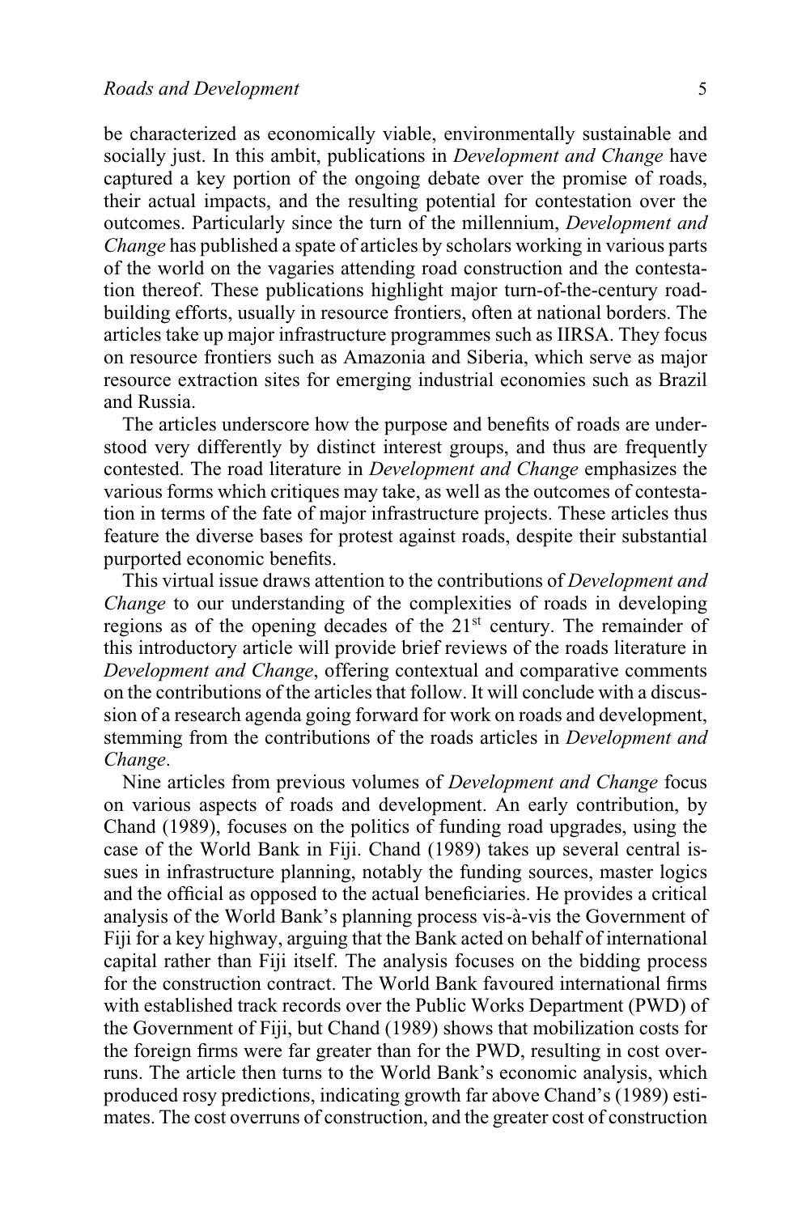be characterized as economically viable, environmentally sustainable and socially just. In this ambit, publications in *Development and Change* have captured a key portion of the ongoing debate over the promise of roads, their actual impacts, and the resulting potential for contestation over the outcomes. Particularly since the turn of the millennium, *Development and Change* has published a spate of articles by scholars working in various parts of the world on the vagaries attending road construction and the contestation thereof. These publications highlight major turn-of-the-century road-building efforts, usually in resource frontiers, often at national borders. The articles take up major infrastructure programmes such as IIRSA. They focus on resource frontiers such as Amazonia and Siberia, which serve as major resource extraction sites for emerging industrial economies such as Brazil and Russia.

The articles underscore how the purpose and benefits of roads are understood very differently by distinct interest groups, and thus are frequently contested. The road literature in *Development and Change* emphasizes the various forms which critiques may take, as well as the outcomes of contestation in terms of the fate of major infrastructure projects. These articles thus feature the diverse bases for protest against roads, despite their substantial purported economic benefits.

This virtual issue draws attention to the contributions of *Development and Change* to our understanding of the complexities of roads in developing regions as of the opening decades of the 21st century. The remainder of this introductory article will provide brief reviews of the roads literature in *Development and Change*, offering contextual and comparative comments on the contributions of the articles that follow. It will conclude with a discussion of a research agenda going forward for work on roads and development, stemming from the contributions of the roads articles in *Development and Change*.

Nine articles from previous volumes of *Development and Change* focus on various aspects of roads and development. An early contribution, by Chand (1989), focuses on the politics of funding road upgrades, using the case of the World Bank in Fiji. Chand (1989) takes up several central issues in infrastructure planning, notably the funding sources, master logics and the official as opposed to the actual beneficiaries. He provides a critical analysis of the World Bank's planning process vis-à-vis the Government of Fiji for a key highway, arguing that the Bank acted on behalf of international capital rather than Fiji itself. The analysis focuses on the bidding process for the construction contract. The World Bank favoured international firms with established track records over the Public Works Department (PWD) of the Government of Fiji, but Chand (1989) shows that mobilization costs for the foreign firms were far greater than for the PWD, resulting in cost overruns. The article then turns to the World Bank's economic analysis, which produced rosy predictions, indicating growth far above Chand's (1989) estimates. The cost overruns of construction, and the greater cost of construction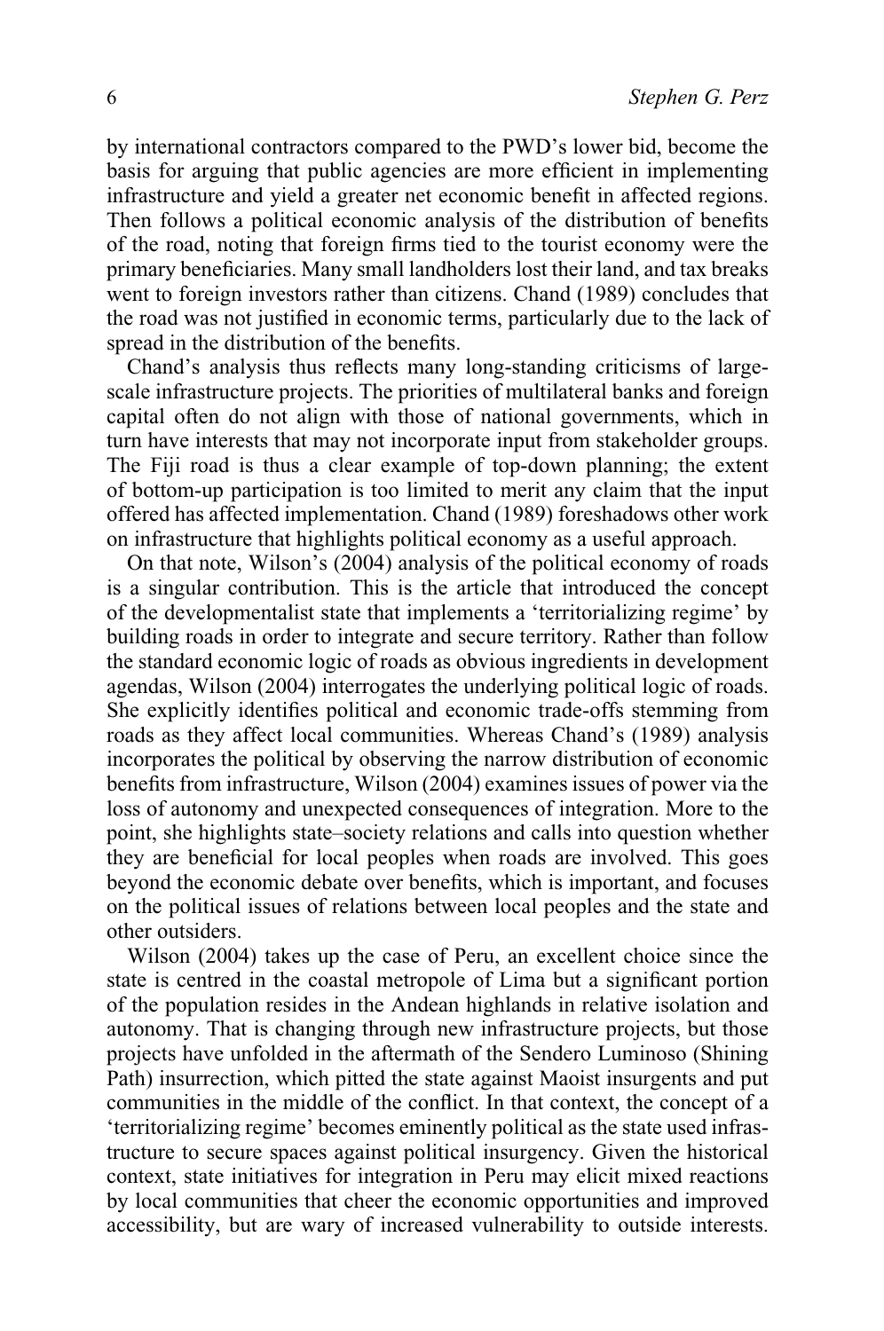by international contractors compared to the PWD's lower bid, become the basis for arguing that public agencies are more efficient in implementing infrastructure and yield a greater net economic benefit in affected regions. Then follows a political economic analysis of the distribution of benefits of the road, noting that foreign firms tied to the tourist economy were the primary beneficiaries. Many small landholders lost their land, and tax breaks went to foreign investors rather than citizens. Chand (1989) concludes that the road was not justified in economic terms, particularly due to the lack of spread in the distribution of the benefits.

Chand's analysis thus reflects many long-standing criticisms of large-scale infrastructure projects. The priorities of multilateral banks and foreign capital often do not align with those of national governments, which in turn have interests that may not incorporate input from stakeholder groups. The Fiji road is thus a clear example of top-down planning; the extent of bottom-up participation is too limited to merit any claim that the input offered has affected implementation. Chand (1989) foreshadows other work on infrastructure that highlights political economy as a useful approach.

On that note, Wilson's (2004) analysis of the political economy of roads is a singular contribution. This is the article that introduced the concept of the developmentalist state that implements a 'territorializing regime' by building roads in order to integrate and secure territory. Rather than follow the standard economic logic of roads as obvious ingredients in development agendas, Wilson (2004) interrogates the underlying political logic of roads. She explicitly identifies political and economic trade-offs stemming from roads as they affect local communities. Whereas Chand's (1989) analysis incorporates the political by observing the narrow distribution of economic benefits from infrastructure, Wilson (2004) examines issues of power via the loss of autonomy and unexpected consequences of integration. More to the point, she highlights state–society relations and calls into question whether they are beneficial for local peoples when roads are involved. This goes beyond the economic debate over benefits, which is important, and focuses on the political issues of relations between local peoples and the state and other outsiders.

Wilson (2004) takes up the case of Peru, an excellent choice since the state is centred in the coastal metropole of Lima but a significant portion of the population resides in the Andean highlands in relative isolation and autonomy. That is changing through new infrastructure projects, but those projects have unfolded in the aftermath of the Sendero Luminoso (Shining Path) insurrection, which pitted the state against Maoist insurgents and put communities in the middle of the conflict. In that context, the concept of a 'territorializing regime' becomes eminently political as the state used infrastructure to secure spaces against political insurgency. Given the historical context, state initiatives for integration in Peru may elicit mixed reactions by local communities that cheer the economic opportunities and improved accessibility, but are wary of increased vulnerability to outside interests.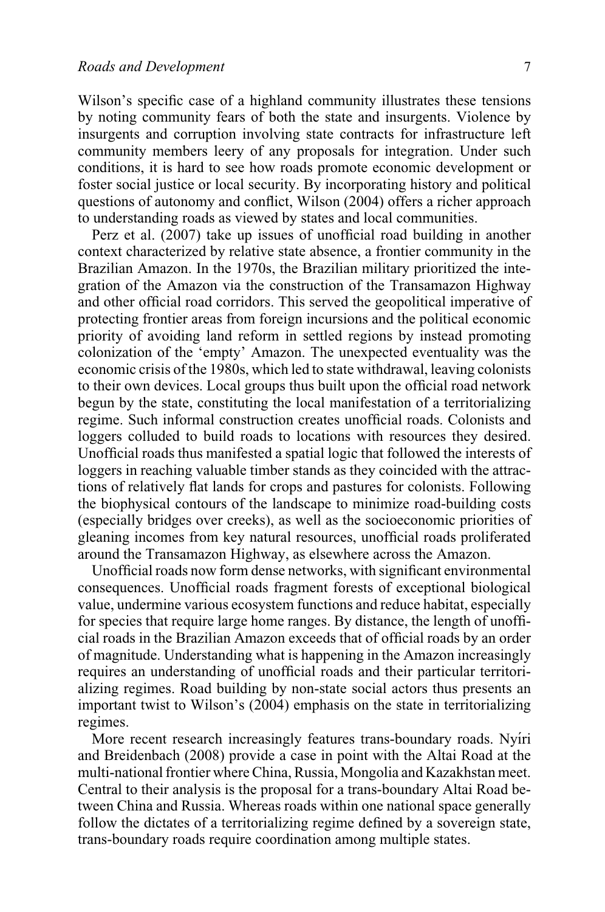Wilson's specific case of a highland community illustrates these tensions by noting community fears of both the state and insurgents. Violence by insurgents and corruption involving state contracts for infrastructure left community members leery of any proposals for integration. Under such conditions, it is hard to see how roads promote economic development or foster social justice or local security. By incorporating history and political questions of autonomy and conflict, Wilson (2004) offers a richer approach to understanding roads as viewed by states and local communities.

Perz et al. (2007) take up issues of unofficial road building in another context characterized by relative state absence, a frontier community in the Brazilian Amazon. In the 1970s, the Brazilian military prioritized the integration of the Amazon via the construction of the Transamazon Highway and other official road corridors. This served the geopolitical imperative of protecting frontier areas from foreign incursions and the political economic priority of avoiding land reform in settled regions by instead promoting colonization of the 'empty' Amazon. The unexpected eventuality was the economic crisis of the 1980s, which led to state withdrawal, leaving colonists to their own devices. Local groups thus built upon the official road network begun by the state, constituting the local manifestation of a territorializing regime. Such informal construction creates unofficial roads. Colonists and loggers colluded to build roads to locations with resources they desired. Unofficial roads thus manifested a spatial logic that followed the interests of loggers in reaching valuable timber stands as they coincided with the attractions of relatively flat lands for crops and pastures for colonists. Following the biophysical contours of the landscape to minimize road-building costs (especially bridges over creeks), as well as the socioeconomic priorities of gleaning incomes from key natural resources, unofficial roads proliferated around the Transamazon Highway, as elsewhere across the Amazon.

Unofficial roads now form dense networks, with significant environmental consequences. Unofficial roads fragment forests of exceptional biological value, undermine various ecosystem functions and reduce habitat, especially for species that require large home ranges. By distance, the length of unofficial roads in the Brazilian Amazon exceeds that of official roads by an order of magnitude. Understanding what is happening in the Amazon increasingly requires an understanding of unofficial roads and their particular territorializing regimes. Road building by non-state social actors thus presents an important twist to Wilson's (2004) emphasis on the state in territorializing regimes.

More recent research increasingly features trans-boundary roads. Nyíri and Breidenbach (2008) provide a case in point with the Altai Road at the multi-national frontier where China, Russia, Mongolia and Kazakhstan meet. Central to their analysis is the proposal for a trans-boundary Altai Road between China and Russia. Whereas roads within one national space generally follow the dictates of a territorializing regime defined by a sovereign state, trans-boundary roads require coordination among multiple states.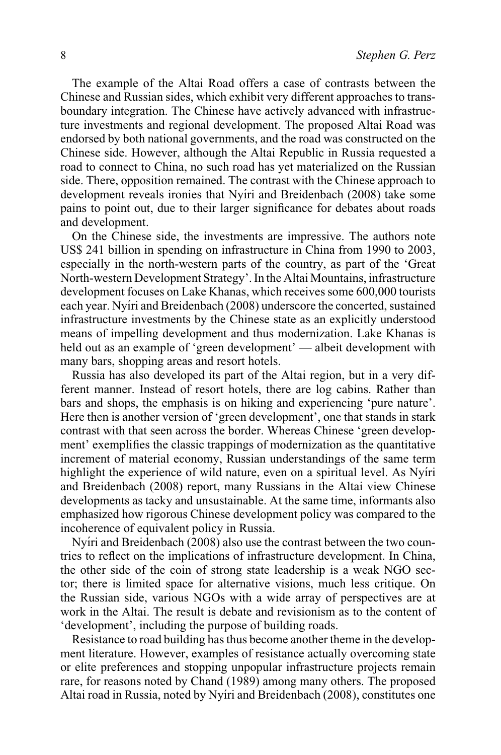The example of the Altai Road offers a case of contrasts between the Chinese and Russian sides, which exhibit very different approaches to trans-boundary integration. The Chinese have actively advanced with infrastructure investments and regional development. The proposed Altai Road was endorsed by both national governments, and the road was constructed on the Chinese side. However, although the Altai Republic in Russia requested a road to connect to China, no such road has yet materialized on the Russian side. There, opposition remained. The contrast with the Chinese approach to development reveals ironies that Nyíri and Breidenbach (2008) take some pains to point out, due to their larger significance for debates about roads and development.

On the Chinese side, the investments are impressive. The authors note US$ 241 billion in spending on infrastructure in China from 1990 to 2003, especially in the north-western parts of the country, as part of the 'Great North-western Development Strategy'. In the Altai Mountains, infrastructure development focuses on Lake Khanas, which receives some 600,000 tourists each year. Nyíri and Breidenbach (2008) underscore the concerted, sustained infrastructure investments by the Chinese state as an explicitly understood means of impelling development and thus modernization. Lake Khanas is held out as an example of 'green development' — albeit development with many bars, shopping areas and resort hotels.

Russia has also developed its part of the Altai region, but in a very different manner. Instead of resort hotels, there are log cabins. Rather than bars and shops, the emphasis is on hiking and experiencing 'pure nature'. Here then is another version of 'green development', one that stands in stark contrast with that seen across the border. Whereas Chinese 'green development' exemplifies the classic trappings of modernization as the quantitative increment of material economy, Russian understandings of the same term highlight the experience of wild nature, even on a spiritual level. As Nyíri and Breidenbach (2008) report, many Russians in the Altai view Chinese developments as tacky and unsustainable. At the same time, informants also emphasized how rigorous Chinese development policy was compared to the incoherence of equivalent policy in Russia.

Nyíri and Breidenbach (2008) also use the contrast between the two countries to reflect on the implications of infrastructure development. In China, the other side of the coin of strong state leadership is a weak NGO sector; there is limited space for alternative visions, much less critique. On the Russian side, various NGOs with a wide array of perspectives are at work in the Altai. The result is debate and revisionism as to the content of 'development', including the purpose of building roads.

Resistance to road building has thus become another theme in the development literature. However, examples of resistance actually overcoming state or elite preferences and stopping unpopular infrastructure projects remain rare, for reasons noted by Chand (1989) among many others. The proposed Altai road in Russia, noted by Nyíri and Breidenbach (2008), constitutes one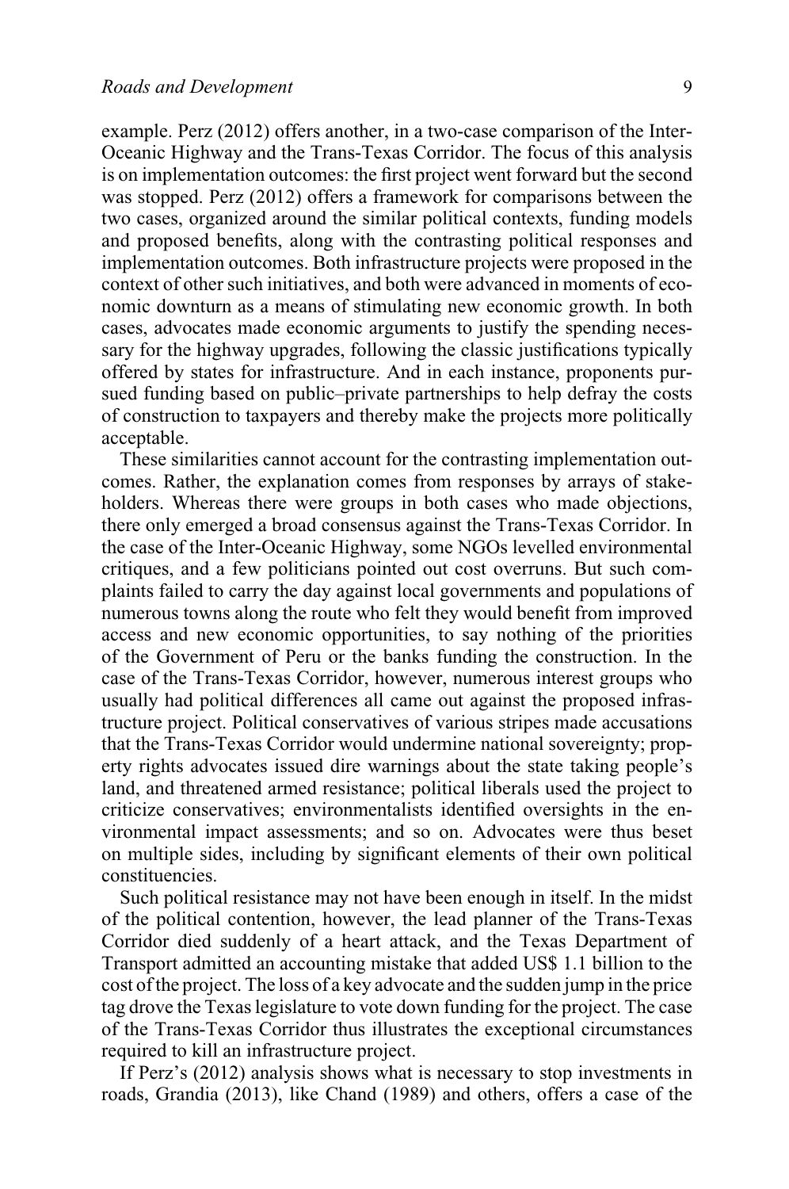example. Perz (2012) offers another, in a two-case comparison of the Inter-Oceanic Highway and the Trans-Texas Corridor. The focus of this analysis is on implementation outcomes: the first project went forward but the second was stopped. Perz (2012) offers a framework for comparisons between the two cases, organized around the similar political contexts, funding models and proposed benefits, along with the contrasting political responses and implementation outcomes. Both infrastructure projects were proposed in the context of other such initiatives, and both were advanced in moments of economic downturn as a means of stimulating new economic growth. In both cases, advocates made economic arguments to justify the spending necessary for the highway upgrades, following the classic justifications typically offered by states for infrastructure. And in each instance, proponents pursued funding based on public–private partnerships to help defray the costs of construction to taxpayers and thereby make the projects more politically acceptable.

These similarities cannot account for the contrasting implementation outcomes. Rather, the explanation comes from responses by arrays of stakeholders. Whereas there were groups in both cases who made objections, there only emerged a broad consensus against the Trans-Texas Corridor. In the case of the Inter-Oceanic Highway, some NGOs levelled environmental critiques, and a few politicians pointed out cost overruns. But such complaints failed to carry the day against local governments and populations of numerous towns along the route who felt they would benefit from improved access and new economic opportunities, to say nothing of the priorities of the Government of Peru or the banks funding the construction. In the case of the Trans-Texas Corridor, however, numerous interest groups who usually had political differences all came out against the proposed infrastructure project. Political conservatives of various stripes made accusations that the Trans-Texas Corridor would undermine national sovereignty; property rights advocates issued dire warnings about the state taking people's land, and threatened armed resistance; political liberals used the project to criticize conservatives; environmentalists identified oversights in the environmental impact assessments; and so on. Advocates were thus beset on multiple sides, including by significant elements of their own political constituencies.

Such political resistance may not have been enough in itself. In the midst of the political contention, however, the lead planner of the Trans-Texas Corridor died suddenly of a heart attack, and the Texas Department of Transport admitted an accounting mistake that added US$ 1.1 billion to the cost of the project. The loss of a key advocate and the sudden jump in the price tag drove the Texas legislature to vote down funding for the project. The case of the Trans-Texas Corridor thus illustrates the exceptional circumstances required to kill an infrastructure project.

If Perz's (2012) analysis shows what is necessary to stop investments in roads, Grandia (2013), like Chand (1989) and others, offers a case of the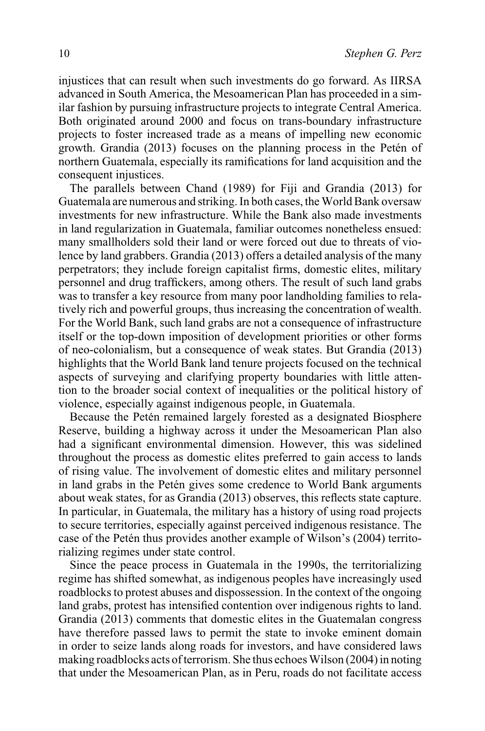injustices that can result when such investments do go forward. As IIRSA advanced in South America, the Mesoamerican Plan has proceeded in a similar fashion by pursuing infrastructure projects to integrate Central America. Both originated around 2000 and focus on trans-boundary infrastructure projects to foster increased trade as a means of impelling new economic growth. Grandia (2013) focuses on the planning process in the Petén of northern Guatemala, especially its ramifications for land acquisition and the consequent injustices.

The parallels between Chand (1989) for Fiji and Grandia (2013) for Guatemala are numerous and striking. In both cases, the World Bank oversaw investments for new infrastructure. While the Bank also made investments in land regularization in Guatemala, familiar outcomes nonetheless ensued: many smallholders sold their land or were forced out due to threats of violence by land grabbers. Grandia (2013) offers a detailed analysis of the many perpetrators; they include foreign capitalist firms, domestic elites, military personnel and drug traffickers, among others. The result of such land grabs was to transfer a key resource from many poor landholding families to relatively rich and powerful groups, thus increasing the concentration of wealth. For the World Bank, such land grabs are not a consequence of infrastructure itself or the top-down imposition of development priorities or other forms of neo-colonialism, but a consequence of weak states. But Grandia (2013) highlights that the World Bank land tenure projects focused on the technical aspects of surveying and clarifying property boundaries with little attention to the broader social context of inequalities or the political history of violence, especially against indigenous people, in Guatemala.

Because the Petén remained largely forested as a designated Biosphere Reserve, building a highway across it under the Mesoamerican Plan also had a significant environmental dimension. However, this was sidelined throughout the process as domestic elites preferred to gain access to lands of rising value. The involvement of domestic elites and military personnel in land grabs in the Petén gives some credence to World Bank arguments about weak states, for as Grandia (2013) observes, this reflects state capture. In particular, in Guatemala, the military has a history of using road projects to secure territories, especially against perceived indigenous resistance. The case of the Petén thus provides another example of Wilson's (2004) territorializing regimes under state control.

Since the peace process in Guatemala in the 1990s, the territorializing regime has shifted somewhat, as indigenous peoples have increasingly used roadblocks to protest abuses and dispossession. In the context of the ongoing land grabs, protest has intensified contention over indigenous rights to land. Grandia (2013) comments that domestic elites in the Guatemalan congress have therefore passed laws to permit the state to invoke eminent domain in order to seize lands along roads for investors, and have considered laws making roadblocks acts of terrorism. She thus echoes Wilson (2004) in noting that under the Mesoamerican Plan, as in Peru, roads do not facilitate access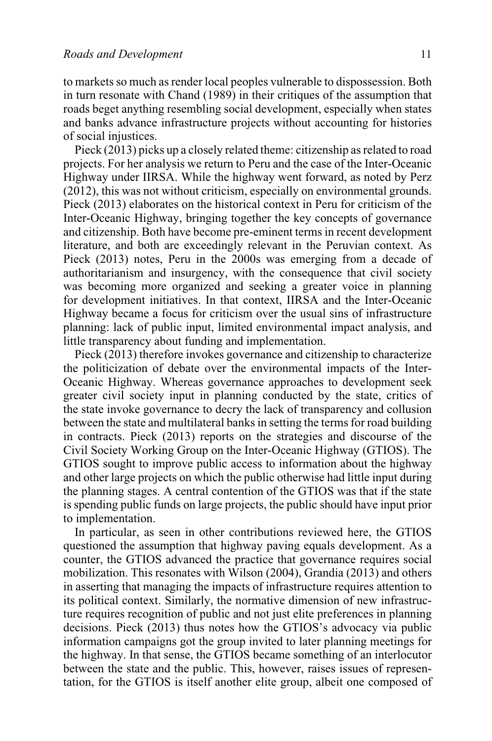to markets so much as render local peoples vulnerable to dispossession. Both in turn resonate with Chand (1989) in their critiques of the assumption that roads beget anything resembling social development, especially when states and banks advance infrastructure projects without accounting for histories of social injustices.

Pieck (2013) picks up a closely related theme: citizenship as related to road projects. For her analysis we return to Peru and the case of the Inter-Oceanic Highway under IIRSA. While the highway went forward, as noted by Perz (2012), this was not without criticism, especially on environmental grounds. Pieck (2013) elaborates on the historical context in Peru for criticism of the Inter-Oceanic Highway, bringing together the key concepts of governance and citizenship. Both have become pre-eminent terms in recent development literature, and both are exceedingly relevant in the Peruvian context. As Pieck (2013) notes, Peru in the 2000s was emerging from a decade of authoritarianism and insurgency, with the consequence that civil society was becoming more organized and seeking a greater voice in planning for development initiatives. In that context, IIRSA and the Inter-Oceanic Highway became a focus for criticism over the usual sins of infrastructure planning: lack of public input, limited environmental impact analysis, and little transparency about funding and implementation.

Pieck (2013) therefore invokes governance and citizenship to characterize the politicization of debate over the environmental impacts of the Inter-Oceanic Highway. Whereas governance approaches to development seek greater civil society input in planning conducted by the state, critics of the state invoke governance to decry the lack of transparency and collusion between the state and multilateral banks in setting the terms for road building in contracts. Pieck (2013) reports on the strategies and discourse of the Civil Society Working Group on the Inter-Oceanic Highway (GTIOS). The GTIOS sought to improve public access to information about the highway and other large projects on which the public otherwise had little input during the planning stages. A central contention of the GTIOS was that if the state is spending public funds on large projects, the public should have input prior to implementation.

In particular, as seen in other contributions reviewed here, the GTIOS questioned the assumption that highway paving equals development. As a counter, the GTIOS advanced the practice that governance requires social mobilization. This resonates with Wilson (2004), Grandia (2013) and others in asserting that managing the impacts of infrastructure requires attention to its political context. Similarly, the normative dimension of new infrastructure requires recognition of public and not just elite preferences in planning decisions. Pieck (2013) thus notes how the GTIOS's advocacy via public information campaigns got the group invited to later planning meetings for the highway. In that sense, the GTIOS became something of an interlocutor between the state and the public. This, however, raises issues of representation, for the GTIOS is itself another elite group, albeit one composed of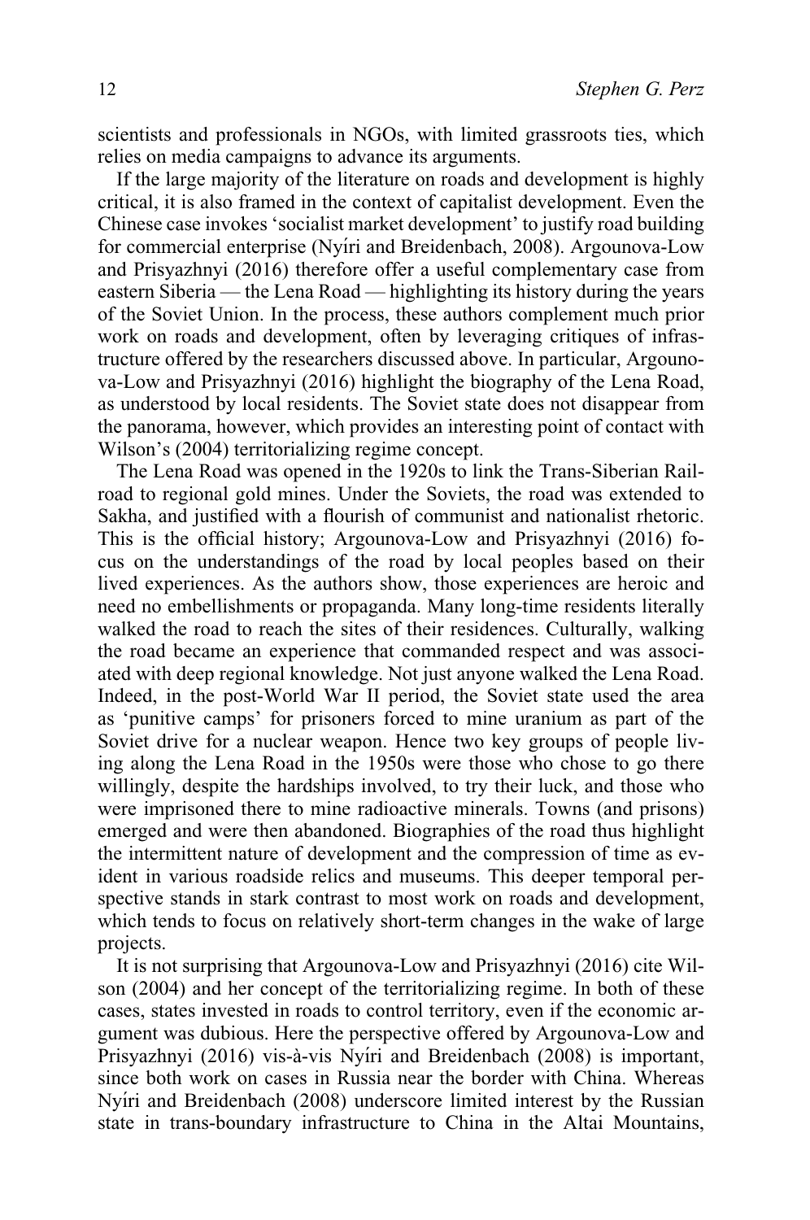scientists and professionals in NGOs, with limited grassroots ties, which relies on media campaigns to advance its arguments.

If the large majority of the literature on roads and development is highly critical, it is also framed in the context of capitalist development. Even the Chinese case invokes 'socialist market development' to justify road building for commercial enterprise (Nyíri and Breidenbach, 2008). Argounova-Low and Prisyazhnyi (2016) therefore offer a useful complementary case from eastern Siberia — the Lena Road — highlighting its history during the years of the Soviet Union. In the process, these authors complement much prior work on roads and development, often by leveraging critiques of infrastructure offered by the researchers discussed above. In particular, Argounova-Low and Prisyazhnyi (2016) highlight the biography of the Lena Road, as understood by local residents. The Soviet state does not disappear from the panorama, however, which provides an interesting point of contact with Wilson's (2004) territorializing regime concept.

The Lena Road was opened in the 1920s to link the Trans-Siberian Railroad to regional gold mines. Under the Soviets, the road was extended to Sakha, and justified with a flourish of communist and nationalist rhetoric. This is the official history; Argounova-Low and Prisyazhnyi (2016) focus on the understandings of the road by local peoples based on their lived experiences. As the authors show, those experiences are heroic and need no embellishments or propaganda. Many long-time residents literally walked the road to reach the sites of their residences. Culturally, walking the road became an experience that commanded respect and was associated with deep regional knowledge. Not just anyone walked the Lena Road. Indeed, in the post-World War II period, the Soviet state used the area as 'punitive camps' for prisoners forced to mine uranium as part of the Soviet drive for a nuclear weapon. Hence two key groups of people living along the Lena Road in the 1950s were those who chose to go there willingly, despite the hardships involved, to try their luck, and those who were imprisoned there to mine radioactive minerals. Towns (and prisons) emerged and were then abandoned. Biographies of the road thus highlight the intermittent nature of development and the compression of time as evident in various roadside relics and museums. This deeper temporal perspective stands in stark contrast to most work on roads and development, which tends to focus on relatively short-term changes in the wake of large projects.

It is not surprising that Argounova-Low and Prisyazhnyi (2016) cite Wilson (2004) and her concept of the territorializing regime. In both of these cases, states invested in roads to control territory, even if the economic argument was dubious. Here the perspective offered by Argounova-Low and Prisyazhnyi (2016) vis-à-vis Nyíri and Breidenbach (2008) is important, since both work on cases in Russia near the border with China. Whereas Nyíri and Breidenbach (2008) underscore limited interest by the Russian state in trans-boundary infrastructure to China in the Altai Mountains,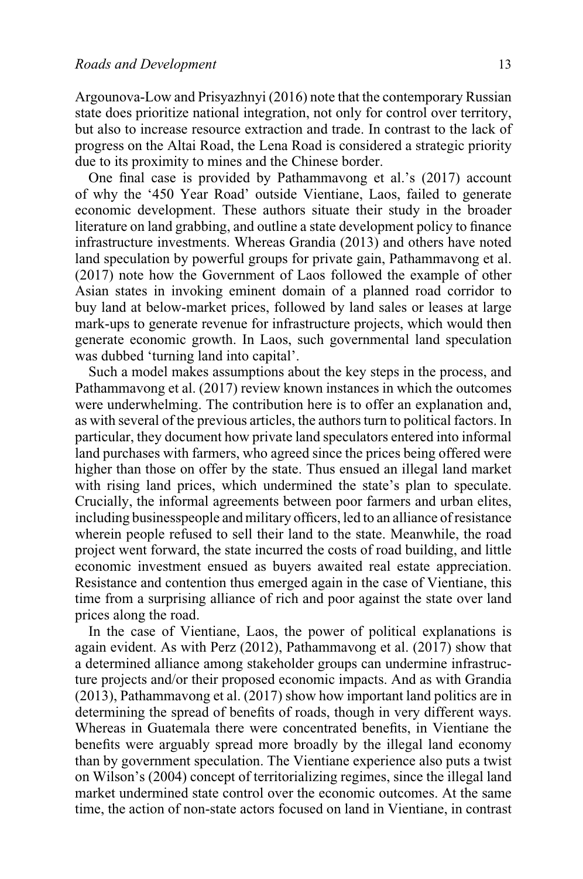Argounova-Low and Prisyazhnyi (2016) note that the contemporary Russian state does prioritize national integration, not only for control over territory, but also to increase resource extraction and trade. In contrast to the lack of progress on the Altai Road, the Lena Road is considered a strategic priority due to its proximity to mines and the Chinese border.

One final case is provided by Pathammavong et al.'s (2017) account of why the '450 Year Road' outside Vientiane, Laos, failed to generate economic development. These authors situate their study in the broader literature on land grabbing, and outline a state development policy to finance infrastructure investments. Whereas Grandia (2013) and others have noted land speculation by powerful groups for private gain, Pathammavong et al. (2017) note how the Government of Laos followed the example of other Asian states in invoking eminent domain of a planned road corridor to buy land at below-market prices, followed by land sales or leases at large mark-ups to generate revenue for infrastructure projects, which would then generate economic growth. In Laos, such governmental land speculation was dubbed 'turning land into capital'.

Such a model makes assumptions about the key steps in the process, and Pathammavong et al. (2017) review known instances in which the outcomes were underwhelming. The contribution here is to offer an explanation and, as with several of the previous articles, the authors turn to political factors. In particular, they document how private land speculators entered into informal land purchases with farmers, who agreed since the prices being offered were higher than those on offer by the state. Thus ensued an illegal land market with rising land prices, which undermined the state's plan to speculate. Crucially, the informal agreements between poor farmers and urban elites, including businesspeople and military officers, led to an alliance of resistance wherein people refused to sell their land to the state. Meanwhile, the road project went forward, the state incurred the costs of road building, and little economic investment ensued as buyers awaited real estate appreciation. Resistance and contention thus emerged again in the case of Vientiane, this time from a surprising alliance of rich and poor against the state over land prices along the road.

In the case of Vientiane, Laos, the power of political explanations is again evident. As with Perz (2012), Pathammavong et al. (2017) show that a determined alliance among stakeholder groups can undermine infrastructure projects and/or their proposed economic impacts. And as with Grandia (2013), Pathammavong et al. (2017) show how important land politics are in determining the spread of benefits of roads, though in very different ways. Whereas in Guatemala there were concentrated benefits, in Vientiane the benefits were arguably spread more broadly by the illegal land economy than by government speculation. The Vientiane experience also puts a twist on Wilson's (2004) concept of territorializing regimes, since the illegal land market undermined state control over the economic outcomes. At the same time, the action of non-state actors focused on land in Vientiane, in contrast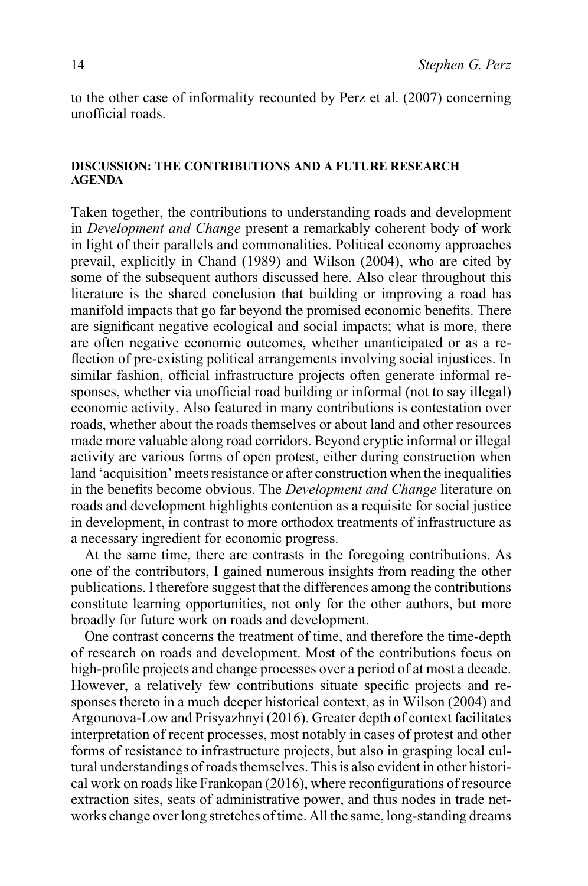to the other case of informality recounted by Perz et al. (2007) concerning unofficial roads.

## DISCUSSION: THE CONTRIBUTIONS AND A FUTURE RESEARCH AGENDA

Taken together, the contributions to understanding roads and development in *Development and Change* present a remarkably coherent body of work in light of their parallels and commonalities. Political economy approaches prevail, explicitly in Chand (1989) and Wilson (2004), who are cited by some of the subsequent authors discussed here. Also clear throughout this literature is the shared conclusion that building or improving a road has manifold impacts that go far beyond the promised economic benefits. There are significant negative ecological and social impacts; what is more, there are often negative economic outcomes, whether unanticipated or as a reflection of pre-existing political arrangements involving social injustices. In similar fashion, official infrastructure projects often generate informal responses, whether via unofficial road building or informal (not to say illegal) economic activity. Also featured in many contributions is contestation over roads, whether about the roads themselves or about land and other resources made more valuable along road corridors. Beyond cryptic informal or illegal activity are various forms of open protest, either during construction when land 'acquisition' meets resistance or after construction when the inequalities in the benefits become obvious. The *Development and Change* literature on roads and development highlights contention as a requisite for social justice in development, in contrast to more orthodox treatments of infrastructure as a necessary ingredient for economic progress.

At the same time, there are contrasts in the foregoing contributions. As one of the contributors, I gained numerous insights from reading the other publications. I therefore suggest that the differences among the contributions constitute learning opportunities, not only for the other authors, but more broadly for future work on roads and development.

One contrast concerns the treatment of time, and therefore the time-depth of research on roads and development. Most of the contributions focus on high-profile projects and change processes over a period of at most a decade. However, a relatively few contributions situate specific projects and responses thereto in a much deeper historical context, as in Wilson (2004) and Argounova-Low and Prisyazhnyi (2016). Greater depth of context facilitates interpretation of recent processes, most notably in cases of protest and other forms of resistance to infrastructure projects, but also in grasping local cultural understandings of roads themselves. This is also evident in other historical work on roads like Frankopan (2016), where reconfigurations of resource extraction sites, seats of administrative power, and thus nodes in trade networks change over long stretches of time. All the same, long-standing dreams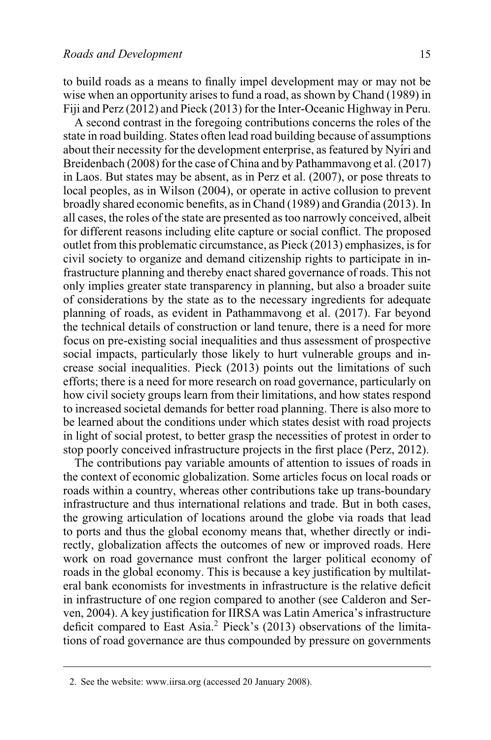to build roads as a means to finally impel development may or may not be wise when an opportunity arises to fund a road, as shown by Chand (1989) in Fiji and Perz (2012) and Pieck (2013) for the Inter-Oceanic Highway in Peru.

A second contrast in the foregoing contributions concerns the roles of the state in road building. States often lead road building because of assumptions about their necessity for the development enterprise, as featured by Nyíri and Breidenbach (2008) for the case of China and by Pathammavong et al. (2017) in Laos. But states may be absent, as in Perz et al. (2007), or pose threats to local peoples, as in Wilson (2004), or operate in active collusion to prevent broadly shared economic benefits, as in Chand (1989) and Grandia (2013). In all cases, the roles of the state are presented as too narrowly conceived, albeit for different reasons including elite capture or social conflict. The proposed outlet from this problematic circumstance, as Pieck (2013) emphasizes, is for civil society to organize and demand citizenship rights to participate in infrastructure planning and thereby enact shared governance of roads. This not only implies greater state transparency in planning, but also a broader suite of considerations by the state as to the necessary ingredients for adequate planning of roads, as evident in Pathammavong et al. (2017). Far beyond the technical details of construction or land tenure, there is a need for more focus on pre-existing social inequalities and thus assessment of prospective social impacts, particularly those likely to hurt vulnerable groups and increase social inequalities. Pieck (2013) points out the limitations of such efforts; there is a need for more research on road governance, particularly on how civil society groups learn from their limitations, and how states respond to increased societal demands for better road planning. There is also more to be learned about the conditions under which states desist with road projects in light of social protest, to better grasp the necessities of protest in order to stop poorly conceived infrastructure projects in the first place (Perz, 2012).

The contributions pay variable amounts of attention to issues of roads in the context of economic globalization. Some articles focus on local roads or roads within a country, whereas other contributions take up trans-boundary infrastructure and thus international relations and trade. But in both cases, the growing articulation of locations around the globe via roads that lead to ports and thus the global economy means that, whether directly or indirectly, globalization affects the outcomes of new or improved roads. Here work on road governance must confront the larger political economy of roads in the global economy. This is because a key justification by multilateral bank economists for investments in infrastructure is the relative deficit in infrastructure of one region compared to another (see Calderon and Serven, 2004). A key justification for IIRSA was Latin America's infrastructure deficit compared to East Asia.[2] Pieck's (2013) observations of the limitations of road governance are thus compounded by pressure on governments

2. See the website: www.iirsa.org (accessed 20 January 2008).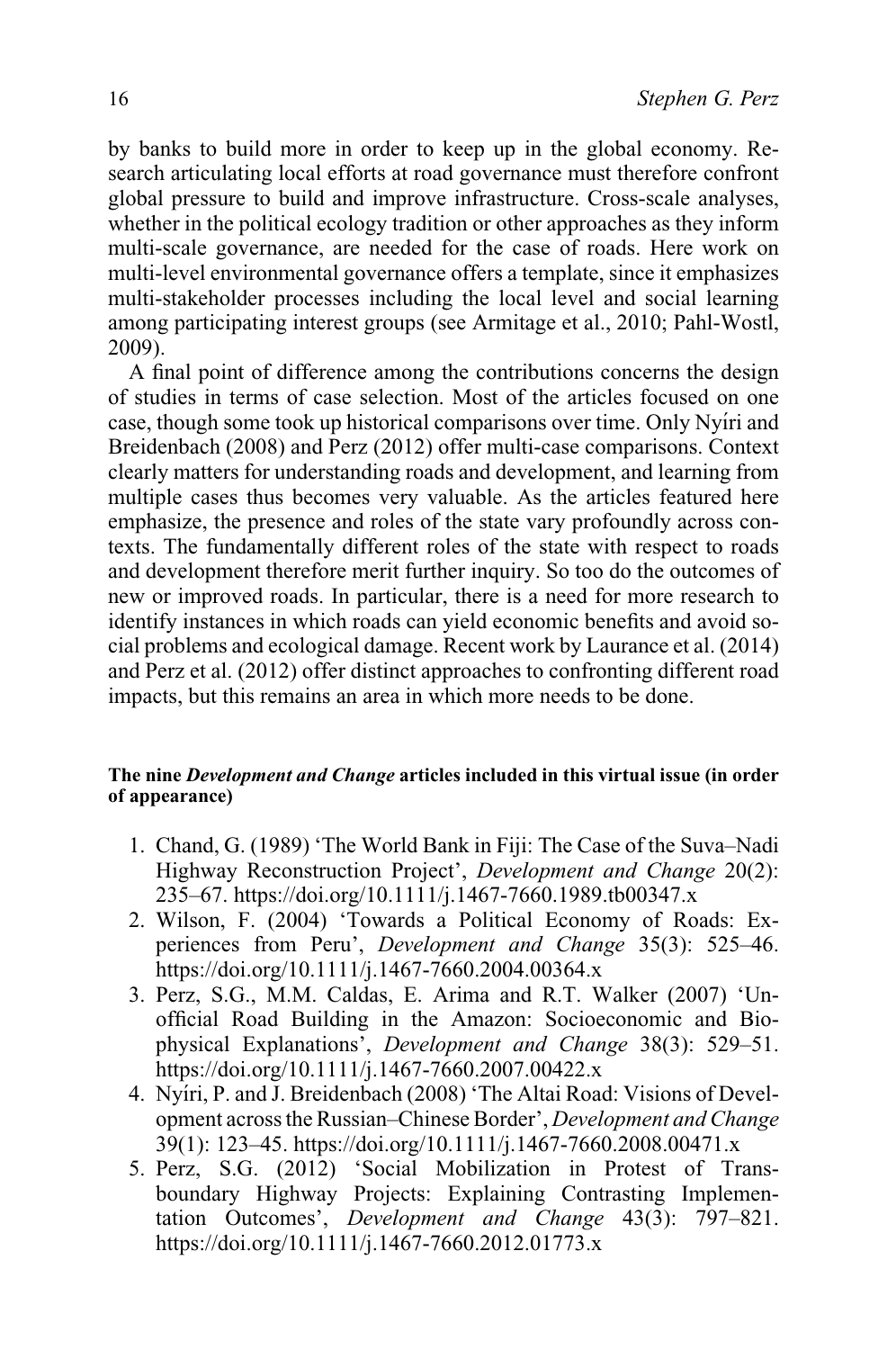by banks to build more in order to keep up in the global economy. Research articulating local efforts at road governance must therefore confront global pressure to build and improve infrastructure. Cross-scale analyses, whether in the political ecology tradition or other approaches as they inform multi-scale governance, are needed for the case of roads. Here work on multi-level environmental governance offers a template, since it emphasizes multi-stakeholder processes including the local level and social learning among participating interest groups (see Armitage et al., 2010; Pahl-Wostl, 2009).

A final point of difference among the contributions concerns the design of studies in terms of case selection. Most of the articles focused on one case, though some took up historical comparisons over time. Only Nyíri and Breidenbach (2008) and Perz (2012) offer multi-case comparisons. Context clearly matters for understanding roads and development, and learning from multiple cases thus becomes very valuable. As the articles featured here emphasize, the presence and roles of the state vary profoundly across contexts. The fundamentally different roles of the state with respect to roads and development therefore merit further inquiry. So too do the outcomes of new or improved roads. In particular, there is a need for more research to identify instances in which roads can yield economic benefits and avoid social problems and ecological damage. Recent work by Laurance et al. (2014) and Perz et al. (2012) offer distinct approaches to confronting different road impacts, but this remains an area in which more needs to be done.

#### The nine *Development and Change* articles included in this virtual issue (in order of appearance)

1. Chand, G. (1989) 'The World Bank in Fiji: The Case of the Suva–Nadi Highway Reconstruction Project', *Development and Change* 20(2): 235–67. https://doi.org/10.1111/j.1467-7660.1989.tb00347.x
2. Wilson, F. (2004) 'Towards a Political Economy of Roads: Experiences from Peru', *Development and Change* 35(3): 525–46. https://doi.org/10.1111/j.1467-7660.2004.00364.x
3. Perz, S.G., M.M. Caldas, E. Arima and R.T. Walker (2007) 'Unofficial Road Building in the Amazon: Socioeconomic and Biophysical Explanations', *Development and Change* 38(3): 529–51. https://doi.org/10.1111/j.1467-7660.2007.00422.x
4. Nyíri, P. and J. Breidenbach (2008) 'The Altai Road: Visions of Development across the Russian–Chinese Border', *Development and Change* 39(1): 123–45. https://doi.org/10.1111/j.1467-7660.2008.00471.x
5. Perz, S.G. (2012) 'Social Mobilization in Protest of Transboundary Highway Projects: Explaining Contrasting Implementation Outcomes', *Development and Change* 43(3): 797–821. https://doi.org/10.1111/j.1467-7660.2012.01773.x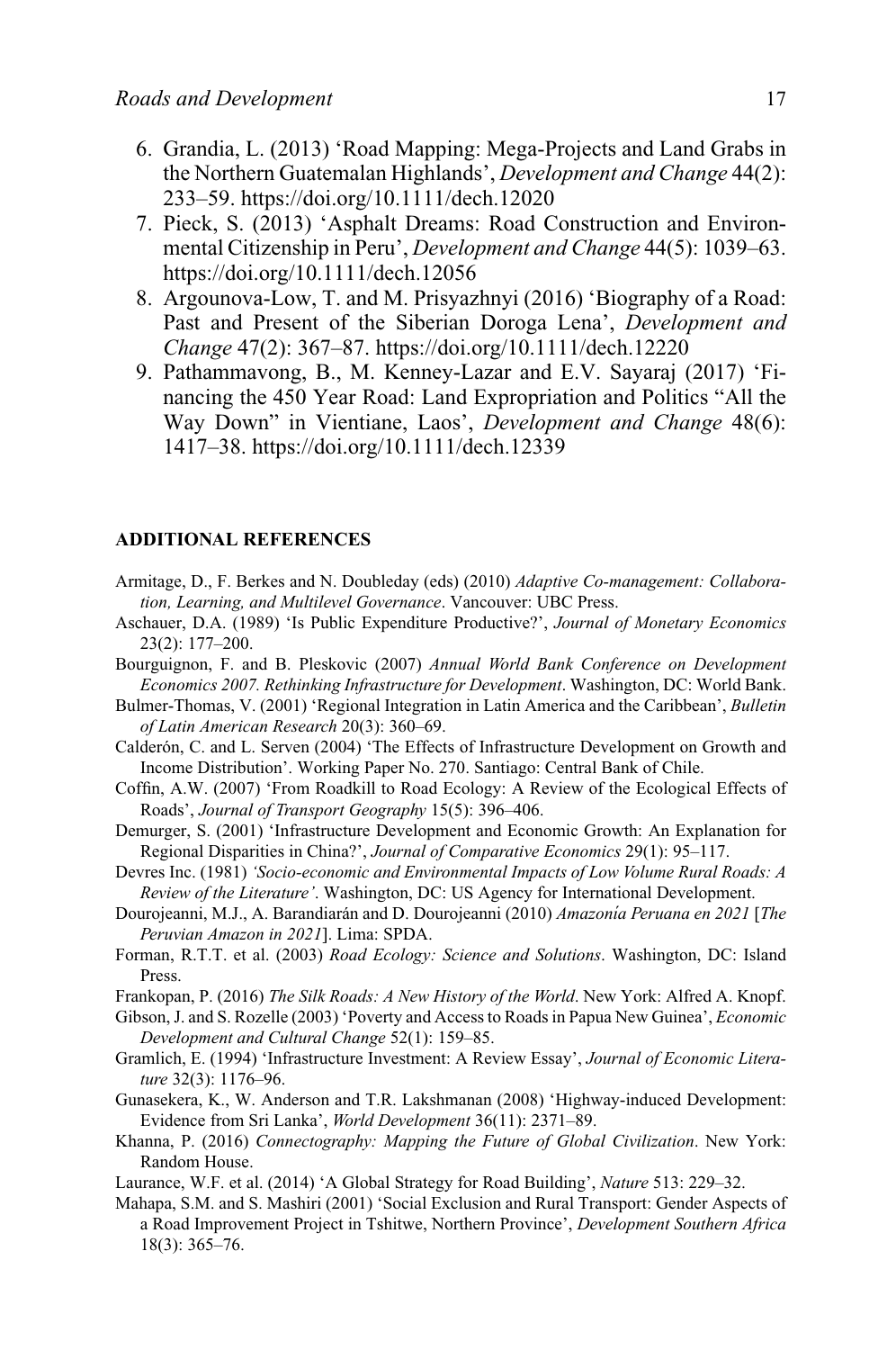6. Grandia, L. (2013) 'Road Mapping: Mega-Projects and Land Grabs in the Northern Guatemalan Highlands', *Development and Change* 44(2): 233–59. https://doi.org/10.1111/dech.12020
7. Pieck, S. (2013) 'Asphalt Dreams: Road Construction and Environmental Citizenship in Peru', *Development and Change* 44(5): 1039–63. https://doi.org/10.1111/dech.12056
8. Argounova-Low, T. and M. Prisyazhnyi (2016) 'Biography of a Road: Past and Present of the Siberian Doroga Lena', *Development and Change* 47(2): 367–87. https://doi.org/10.1111/dech.12220
9. Pathammavong, B., M. Kenney-Lazar and E.V. Sayaraj (2017) 'Financing the 450 Year Road: Land Expropriation and Politics "All the Way Down" in Vientiane, Laos', *Development and Change* 48(6): 1417–38. https://doi.org/10.1111/dech.12339

## ADDITIONAL REFERENCES

Armitage, D., F. Berkes and N. Doubleday (eds) (2010) *Adaptive Co-management: Collaboration, Learning, and Multilevel Governance*. Vancouver: UBC Press.

Aschauer, D.A. (1989) 'Is Public Expenditure Productive?', *Journal of Monetary Economics* 23(2): 177–200.

Bourguignon, F. and B. Pleskovic (2007) *Annual World Bank Conference on Development Economics 2007. Rethinking Infrastructure for Development*. Washington, DC: World Bank.

Bulmer-Thomas, V. (2001) 'Regional Integration in Latin America and the Caribbean', *Bulletin of Latin American Research* 20(3): 360–69.

Calderón, C. and L. Serven (2004) 'The Effects of Infrastructure Development on Growth and Income Distribution'. Working Paper No. 270. Santiago: Central Bank of Chile.

Coffin, A.W. (2007) 'From Roadkill to Road Ecology: A Review of the Ecological Effects of Roads', *Journal of Transport Geography* 15(5): 396–406.

Demurger, S. (2001) 'Infrastructure Development and Economic Growth: An Explanation for Regional Disparities in China?', *Journal of Comparative Economics* 29(1): 95–117.

Devres Inc. (1981) *'Socio-economic and Environmental Impacts of Low Volume Rural Roads: A Review of the Literature'*. Washington, DC: US Agency for International Development.

Dourojeanni, M.J., A. Barandiarán and D. Dourojeanni (2010) *Amazonía Peruana en 2021* [*The Peruvian Amazon in 2021*]. Lima: SPDA.

Forman, R.T.T. et al. (2003) *Road Ecology: Science and Solutions*. Washington, DC: Island Press.

Frankopan, P. (2016) *The Silk Roads: A New History of the World*. New York: Alfred A. Knopf.

Gibson, J. and S. Rozelle (2003) 'Poverty and Access to Roads in Papua New Guinea', *Economic Development and Cultural Change* 52(1): 159–85.

Gramlich, E. (1994) 'Infrastructure Investment: A Review Essay', *Journal of Economic Literature* 32(3): 1176–96.

Gunasekera, K., W. Anderson and T.R. Lakshmanan (2008) 'Highway-induced Development: Evidence from Sri Lanka', *World Development* 36(11): 2371–89.

Khanna, P. (2016) *Connectography: Mapping the Future of Global Civilization*. New York: Random House.

Laurance, W.F. et al. (2014) 'A Global Strategy for Road Building', *Nature* 513: 229–32.

Mahapa, S.M. and S. Mashiri (2001) 'Social Exclusion and Rural Transport: Gender Aspects of a Road Improvement Project in Tshitwe, Northern Province', *Development Southern Africa* 18(3): 365–76.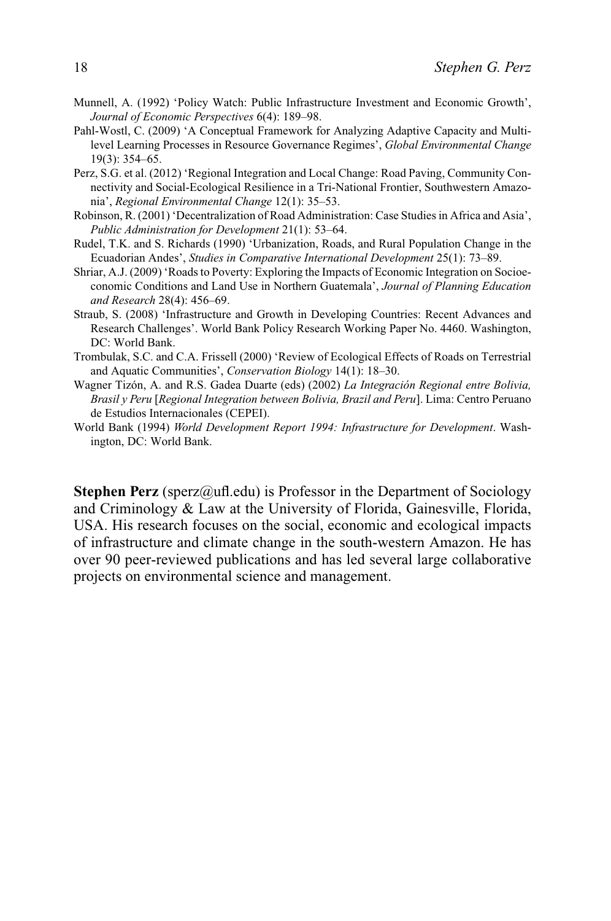Munnell, A. (1992) 'Policy Watch: Public Infrastructure Investment and Economic Growth', *Journal of Economic Perspectives* 6(4): 189–98.

Pahl-Wostl, C. (2009) 'A Conceptual Framework for Analyzing Adaptive Capacity and Multi-level Learning Processes in Resource Governance Regimes', *Global Environmental Change* 19(3): 354–65.

Perz, S.G. et al. (2012) 'Regional Integration and Local Change: Road Paving, Community Connectivity and Social-Ecological Resilience in a Tri-National Frontier, Southwestern Amazonia', *Regional Environmental Change* 12(1): 35–53.

Robinson, R. (2001) 'Decentralization of Road Administration: Case Studies in Africa and Asia', *Public Administration for Development* 21(1): 53–64.

Rudel, T.K. and S. Richards (1990) 'Urbanization, Roads, and Rural Population Change in the Ecuadorian Andes', *Studies in Comparative International Development* 25(1): 73–89.

Shriar, A.J. (2009) 'Roads to Poverty: Exploring the Impacts of Economic Integration on Socioeconomic Conditions and Land Use in Northern Guatemala', *Journal of Planning Education and Research* 28(4): 456–69.

Straub, S. (2008) 'Infrastructure and Growth in Developing Countries: Recent Advances and Research Challenges'. World Bank Policy Research Working Paper No. 4460. Washington, DC: World Bank.

Trombulak, S.C. and C.A. Frissell (2000) 'Review of Ecological Effects of Roads on Terrestrial and Aquatic Communities', *Conservation Biology* 14(1): 18–30.

Wagner Tizón, A. and R.S. Gadea Duarte (eds) (2002) *La Integración Regional entre Bolivia, Brasil y Peru* [*Regional Integration between Bolivia, Brazil and Peru*]. Lima: Centro Peruano de Estudios Internacionales (CEPEI).

World Bank (1994) *World Development Report 1994: Infrastructure for Development*. Washington, DC: World Bank.

**Stephen Perz** (sperz@ufl.edu) is Professor in the Department of Sociology and Criminology & Law at the University of Florida, Gainesville, Florida, USA. His research focuses on the social, economic and ecological impacts of infrastructure and climate change in the south-western Amazon. He has over 90 peer-reviewed publications and has led several large collaborative projects on environmental science and management.